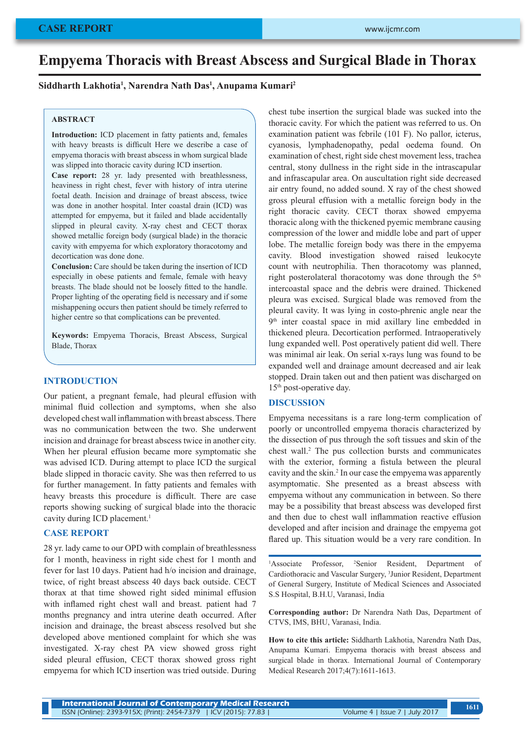# Empyema Thoracis with Breast Abscess and Surgical Blade in Thorax

**Siddharth Lakhotia[1], Narendra Nath Das[1], Anupama Kumari[2]**

## ABSTRACT

**Introduction:** ICD placement in fatty patients and, females with heavy breasts is difficult Here we describe a case of empyema thoracis with breast abscess in whom surgical blade was slipped into thoracic cavity during ICD insertion.

**Case report:** 28 yr. lady presented with breathlessness, heaviness in right chest, fever with history of intra uterine foetal death. Incision and drainage of breast abscess, twice was done in another hospital. Inter coastal drain (ICD) was attempted for empyema, but it failed and blade accidentally slipped in pleural cavity. X-ray chest and CECT thorax showed metallic foreign body (surgical blade) in the thoracic cavity with empyema for which exploratory thoracotomy and decortication was done done.

**Conclusion:** Care should be taken during the insertion of ICD especially in obese patients and female, female with heavy breasts. The blade should not be loosely fitted to the handle. Proper lighting of the operating field is necessary and if some mishappening occurs then patient should be timely referred to higher centre so that complications can be prevented.

**Keywords:** Empyema Thoracis, Breast Abscess, Surgical Blade, Thorax

## INTRODUCTION

Our patient, a pregnant female, had pleural effusion with minimal fluid collection and symptoms, when she also developed chest wall inflammation with breast abscess. There was no communication between the two. She underwent incision and drainage for breast abscess twice in another city. When her pleural effusion became more symptomatic she was advised ICD. During attempt to place ICD the surgical blade slipped in thoracic cavity. She was then referred to us for further management. In fatty patients and females with heavy breasts this procedure is difficult. There are case reports showing sucking of surgical blade into the thoracic cavity during ICD placement.[1]

## CASE REPORT

28 yr. lady came to our OPD with complain of breathlessness for 1 month, heaviness in right side chest for 1 month and fever for last 10 days. Patient had h/o incision and drainage, twice, of right breast abscess 40 days back outside. CECT thorax at that time showed right sided minimal effusion with inflamed right chest wall and breast. patient had 7 months pregnancy and intra uterine death occurred. After incision and drainage, the breast abscess resolved but she developed above mentioned complaint for which she was investigated. X-ray chest PA view showed gross right sided pleural effusion, CECT thorax showed gross right empyema for which ICD insertion was tried outside. During chest tube insertion the surgical blade was sucked into the thoracic cavity. For which the patient was referred to us. On examination patient was febrile (101 F). No pallor, icterus, cyanosis, lymphadenopathy, pedal oedema found. On examination of chest, right side chest movement less, trachea central, stony dullness in the right side in the intrascapular and infrascapular area. On auscultation right side decreased air entry found, no added sound. X ray of the chest showed gross pleural effusion with a metallic foreign body in the right thoracic cavity. CECT thorax showed empyema thoracic along with the thickened pyemic membrane causing compression of the lower and middle lobe and part of upper lobe. The metallic foreign body was there in the empyema cavity. Blood investigation showed raised leukocyte count with neutrophilia. Then thoracotomy was planned, right posterolateral thoracotomy was done through the 5th intercoastal space and the debris were drained. Thickened pleura was excised. Surgical blade was removed from the pleural cavity. It was lying in costo-phrenic angle near the 9th inter coastal space in mid axillary line embedded in thickened pleura. Decortication performed. Intraoperatively lung expanded well. Post operatively patient did well. There was minimal air leak. On serial x-rays lung was found to be expanded well and drainage amount decreased and air leak stopped. Drain taken out and then patient was discharged on 15th post-operative day.

## DISCUSSION

Empyema necessitans is a rare long-term complication of poorly or uncontrolled empyema thoracis characterized by the dissection of pus through the soft tissues and skin of the chest wall.[2] The pus collection bursts and communicates with the exterior, forming a fistula between the pleural cavity and the skin.[2] In our case the empyema was apparently asymptomatic. She presented as a breast abscess with empyema without any communication in between. So there may be a possibility that breast abscess was developed first and then due to chest wall inflammation reactive effusion developed and after incision and drainage the empyema got flared up. This situation would be a very rare condition. In

---

[1]Associate Professor, [2]Senior Resident, Department of Cardiothoracic and Vascular Surgery, [3]Junior Resident, Department of General Surgery, Institute of Medical Sciences and Associated S.S Hospital, B.H.U, Varanasi, India

**Corresponding author:** Dr Narendra Nath Das, Department of CTVS, IMS, BHU, Varanasi, India.

**How to cite this article:** Siddharth Lakhotia, Narendra Nath Das, Anupama Kumari. Empyema thoracis with breast abscess and surgical blade in thorax. International Journal of Contemporary Medical Research 2017;4(7):1611-1613.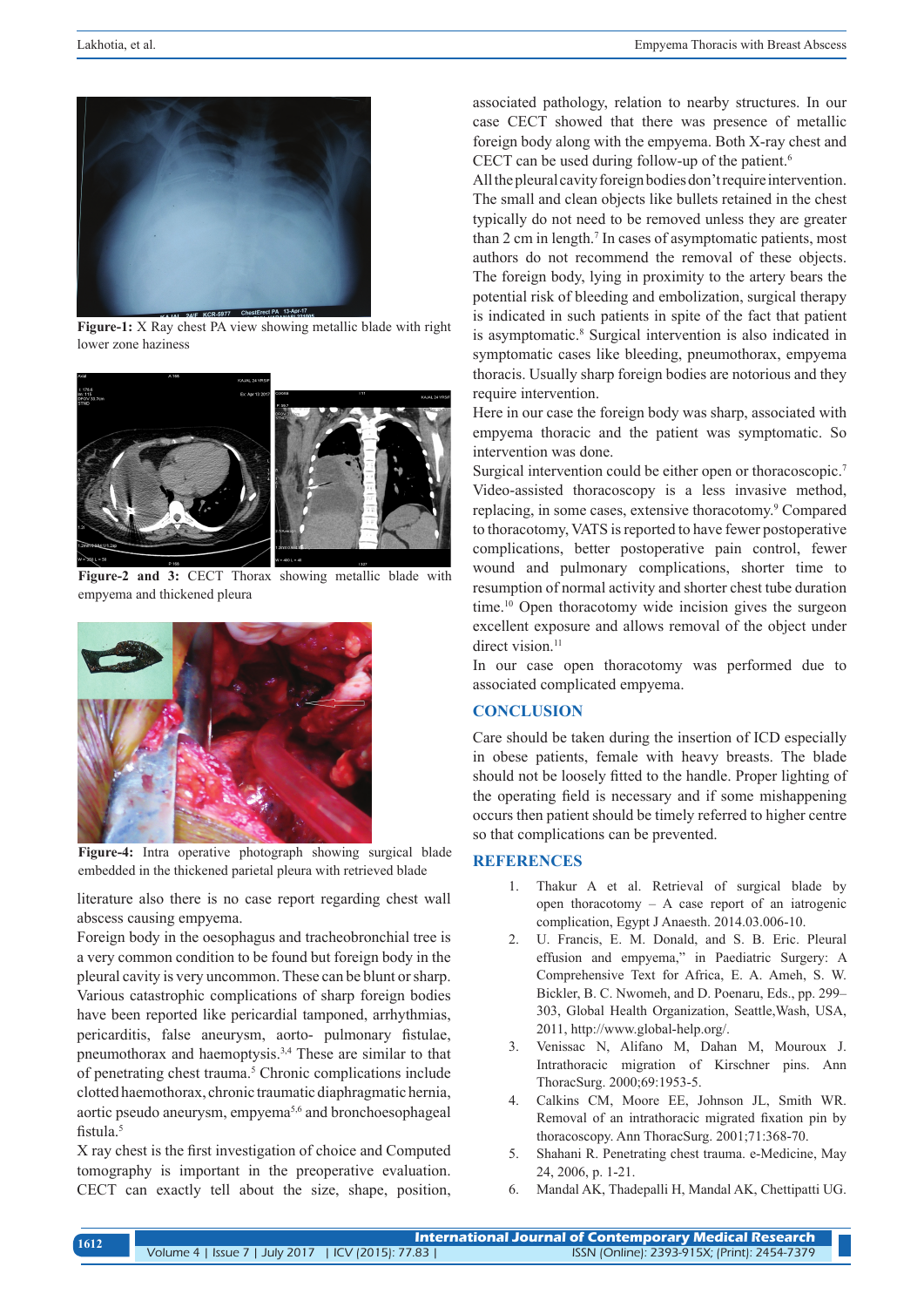Figure-1: X Ray chest PA view showing metallic blade with right lower zone haziness

Figure-2 and 3: CECT Thorax showing metallic blade with empyema and thickened pleura

Figure-4: Intra operative photograph showing surgical blade embedded in the thickened parietal pleura with retrieved blade

literature also there is no case report regarding chest wall abscess causing empyema.

Foreign body in the oesophagus and tracheobronchial tree is a very common condition to be found but foreign body in the pleural cavity is very uncommon. These can be blunt or sharp. Various catastrophic complications of sharp foreign bodies have been reported like pericardial tamponed, arrhythmias, pericarditis, false aneurysm, aorto- pulmonary fistulae, pneumothorax and haemoptysis.[3,4] These are similar to that of penetrating chest trauma.[5] Chronic complications include clotted haemothorax, chronic traumatic diaphragmatic hernia, aortic pseudo aneurysm, empyema[5,6] and bronchoesophageal fistula.[5]

X ray chest is the first investigation of choice and Computed tomography is important in the preoperative evaluation. CECT can exactly tell about the size, shape, position, associated pathology, relation to nearby structures. In our case CECT showed that there was presence of metallic foreign body along with the empyema. Both X-ray chest and CECT can be used during follow-up of the patient.[6]

All the pleural cavity foreign bodies don't require intervention. The small and clean objects like bullets retained in the chest typically do not need to be removed unless they are greater than 2 cm in length.[7] In cases of asymptomatic patients, most authors do not recommend the removal of these objects. The foreign body, lying in proximity to the artery bears the potential risk of bleeding and embolization, surgical therapy is indicated in such patients in spite of the fact that patient is asymptomatic.[8] Surgical intervention is also indicated in symptomatic cases like bleeding, pneumothorax, empyema thoracis. Usually sharp foreign bodies are notorious and they require intervention.

Here in our case the foreign body was sharp, associated with empyema thoracic and the patient was symptomatic. So intervention was done.

Surgical intervention could be either open or thoracoscopic.[7] Video-assisted thoracoscopy is a less invasive method, replacing, in some cases, extensive thoracotomy.[9] Compared to thoracotomy, VATS is reported to have fewer postoperative complications, better postoperative pain control, fewer wound and pulmonary complications, shorter time to resumption of normal activity and shorter chest tube duration time.[10] Open thoracotomy wide incision gives the surgeon excellent exposure and allows removal of the object under direct vision.[11]

In our case open thoracotomy was performed due to associated complicated empyema.

## CONCLUSION

Care should be taken during the insertion of ICD especially in obese patients, female with heavy breasts. The blade should not be loosely fitted to the handle. Proper lighting of the operating field is necessary and if some mishappening occurs then patient should be timely referred to higher centre so that complications can be prevented.

## REFERENCES

1. Thakur A et al. Retrieval of surgical blade by open thoracotomy – A case report of an iatrogenic complication, Egypt J Anaesth. 2014.03.006-10.
2. U. Francis, E. M. Donald, and S. B. Eric. Pleural effusion and empyema," in Paediatric Surgery: A Comprehensive Text for Africa, E. A. Ameh, S. W. Bickler, B. C. Nwomeh, and D. Poenaru, Eds., pp. 299–303, Global Health Organization, Seattle,Wash, USA, 2011, http://www.global-help.org/.
3. Venissac N, Alifano M, Dahan M, Mouroux J. Intrathoracic migration of Kirschner pins. Ann ThoracSurg. 2000;69:1953-5.
4. Calkins CM, Moore EE, Johnson JL, Smith WR. Removal of an intrathoracic migrated fixation pin by thoracoscopy. Ann ThoracSurg. 2001;71:368-70.
5. Shahani R. Penetrating chest trauma. e-Medicine, May 24, 2006, p. 1-21.
6. Mandal AK, Thadepalli H, Mandal AK, Chettipatti UG.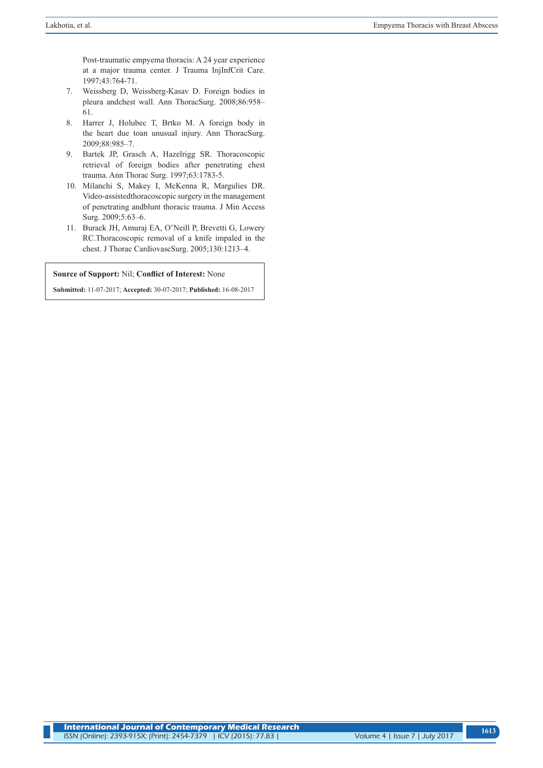Post-traumatic empyema thoracis: A 24 year experience at a major trauma center. J Trauma InjInfCrit Care. 1997;43:764-71.

7. Weissberg D, Weissberg-Kasav D. Foreign bodies in pleura andchest wall. Ann ThoracSurg. 2008;86:958–61.
8. Harrer J, Holubec T, Brtko M. A foreign body in the heart due toan unusual injury. Ann ThoracSurg. 2009;88:985–7.
9. Bartek JP, Grasch A, Hazelrigg SR. Thoracoscopic retrieval of foreign bodies after penetrating chest trauma. Ann Thorac Surg. 1997;63:1783-5.
10. Milanchi S, Makey I, McKenna R, Margulies DR. Video-assistedthoracoscopic surgery in the management of penetrating andblunt thoracic trauma. J Min Access Surg. 2009;5:63–6.
11. Burack JH, Amuraj EA, O'Neill P, Brevetti G, Lowery RC.Thoracoscopic removal of a knife impaled in the chest. J Thorac CardiovascSurg. 2005;130:1213–4.

**Source of Support:** Nil; **Conflict of Interest:** None

**Submitted:** 11-07-2017; **Accepted:** 30-07-2017; **Published:** 16-08-2017